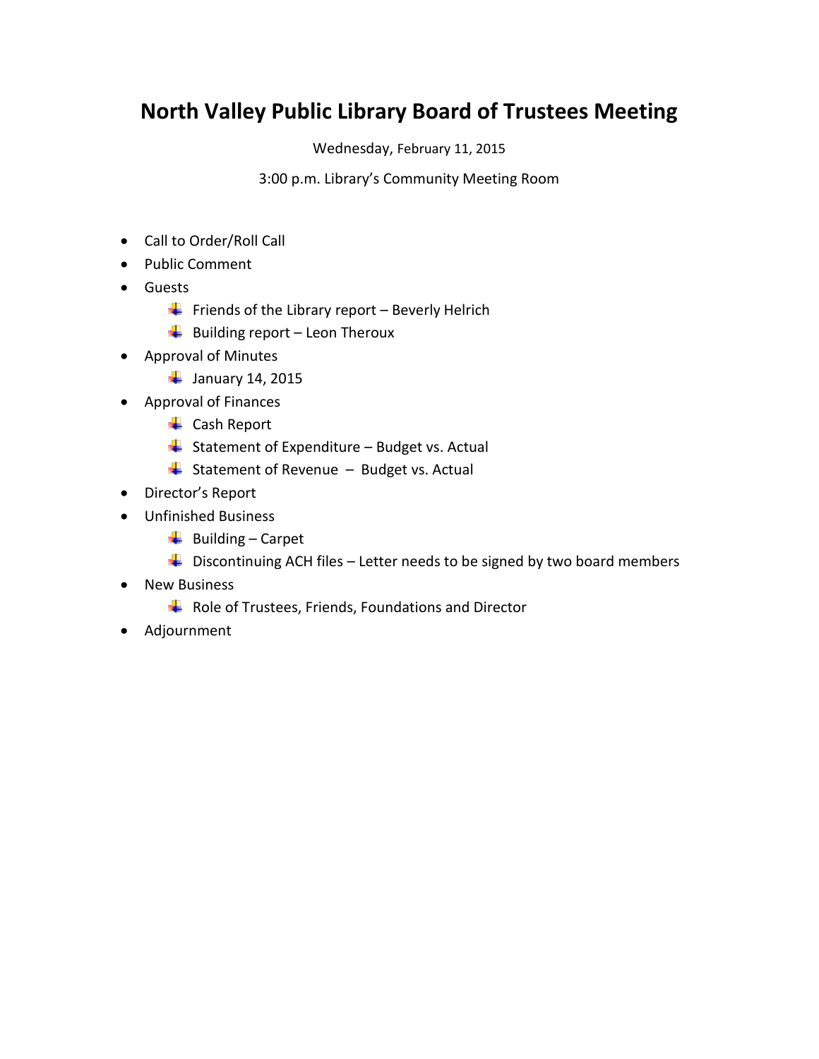# North Valley Public Library Board of Trustees Meeting

Wednesday, February 11, 2015

3:00 p.m. Library's Community Meeting Room

- Call to Order/Roll Call
- Public Comment
- Guests
  - Friends of the Library report – Beverly Helrich
  - Building report – Leon Theroux
- Approval of Minutes
  - January 14, 2015
- Approval of Finances
  - Cash Report
  - Statement of Expenditure – Budget vs. Actual
  - Statement of Revenue – Budget vs. Actual
- Director's Report
- Unfinished Business
  - Building – Carpet
  - Discontinuing ACH files – Letter needs to be signed by two board members
- New Business
  - Role of Trustees, Friends, Foundations and Director
- Adjournment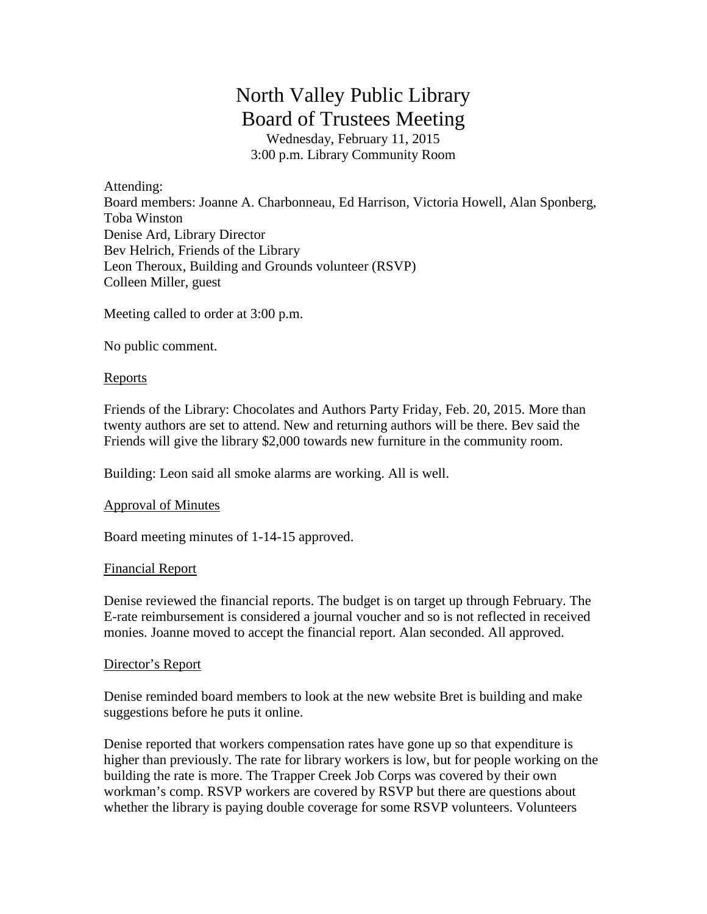# North Valley Public Library
# Board of Trustees Meeting

Wednesday, February 11, 2015
3:00 p.m. Library Community Room

Attending:
Board members: Joanne A. Charbonneau, Ed Harrison, Victoria Howell, Alan Sponberg, Toba Winston
Denise Ard, Library Director
Bev Helrich, Friends of the Library
Leon Theroux, Building and Grounds volunteer (RSVP)
Colleen Miller, guest

Meeting called to order at 3:00 p.m.

No public comment.

## Reports

Friends of the Library: Chocolates and Authors Party Friday, Feb. 20, 2015. More than twenty authors are set to attend. New and returning authors will be there. Bev said the Friends will give the library $2,000 towards new furniture in the community room.

Building: Leon said all smoke alarms are working. All is well.

## Approval of Minutes

Board meeting minutes of 1-14-15 approved.

## Financial Report

Denise reviewed the financial reports. The budget is on target up through February. The E-rate reimbursement is considered a journal voucher and so is not reflected in received monies. Joanne moved to accept the financial report. Alan seconded. All approved.

## Director's Report

Denise reminded board members to look at the new website Bret is building and make suggestions before he puts it online.

Denise reported that workers compensation rates have gone up so that expenditure is higher than previously. The rate for library workers is low, but for people working on the building the rate is more. The Trapper Creek Job Corps was covered by their own workman's comp. RSVP workers are covered by RSVP but there are questions about whether the library is paying double coverage for some RSVP volunteers. Volunteers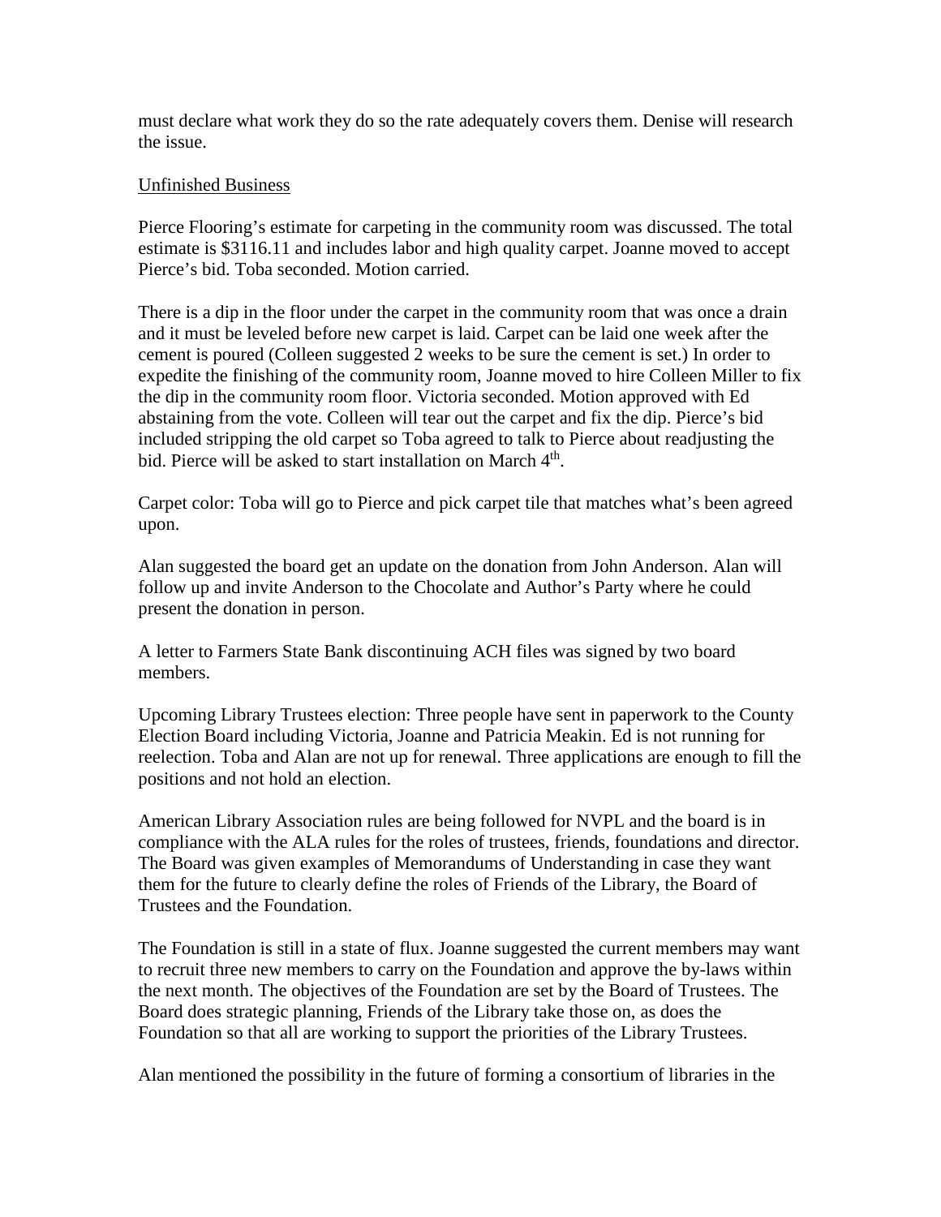must declare what work they do so the rate adequately covers them. Denise will research the issue.

Unfinished Business

Pierce Flooring's estimate for carpeting in the community room was discussed. The total estimate is $3116.11 and includes labor and high quality carpet. Joanne moved to accept Pierce's bid. Toba seconded. Motion carried.

There is a dip in the floor under the carpet in the community room that was once a drain and it must be leveled before new carpet is laid. Carpet can be laid one week after the cement is poured (Colleen suggested 2 weeks to be sure the cement is set.) In order to expedite the finishing of the community room, Joanne moved to hire Colleen Miller to fix the dip in the community room floor. Victoria seconded. Motion approved with Ed abstaining from the vote. Colleen will tear out the carpet and fix the dip. Pierce's bid included stripping the old carpet so Toba agreed to talk to Pierce about readjusting the bid. Pierce will be asked to start installation on March 4th.

Carpet color: Toba will go to Pierce and pick carpet tile that matches what's been agreed upon.

Alan suggested the board get an update on the donation from John Anderson. Alan will follow up and invite Anderson to the Chocolate and Author's Party where he could present the donation in person.

A letter to Farmers State Bank discontinuing ACH files was signed by two board members.

Upcoming Library Trustees election: Three people have sent in paperwork to the County Election Board including Victoria, Joanne and Patricia Meakin. Ed is not running for reelection. Toba and Alan are not up for renewal. Three applications are enough to fill the positions and not hold an election.

American Library Association rules are being followed for NVPL and the board is in compliance with the ALA rules for the roles of trustees, friends, foundations and director. The Board was given examples of Memorandums of Understanding in case they want them for the future to clearly define the roles of Friends of the Library, the Board of Trustees and the Foundation.

The Foundation is still in a state of flux. Joanne suggested the current members may want to recruit three new members to carry on the Foundation and approve the by-laws within the next month. The objectives of the Foundation are set by the Board of Trustees. The Board does strategic planning, Friends of the Library take those on, as does the Foundation so that all are working to support the priorities of the Library Trustees.

Alan mentioned the possibility in the future of forming a consortium of libraries in the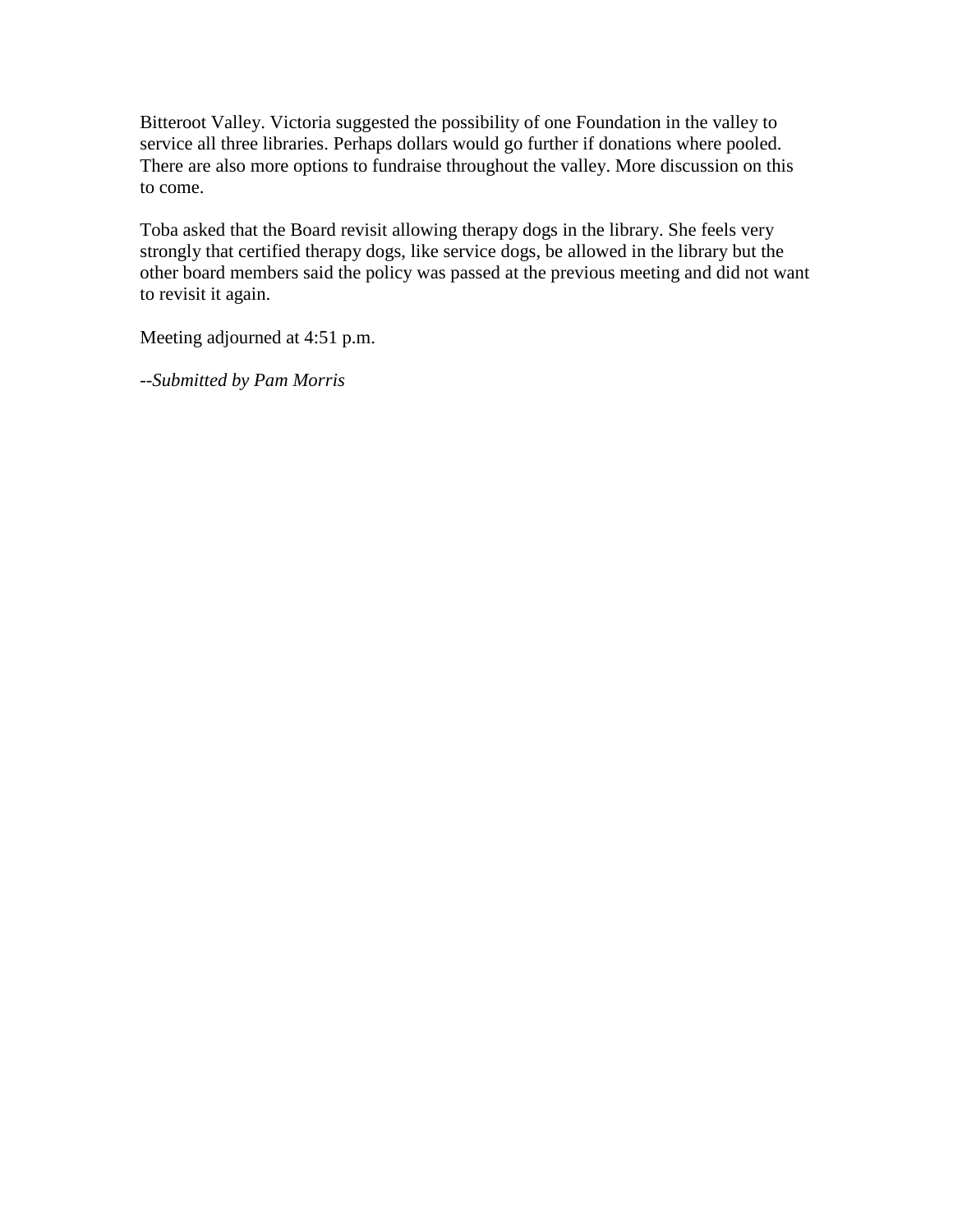Bitteroot Valley. Victoria suggested the possibility of one Foundation in the valley to service all three libraries. Perhaps dollars would go further if donations where pooled. There are also more options to fundraise throughout the valley. More discussion on this to come.

Toba asked that the Board revisit allowing therapy dogs in the library. She feels very strongly that certified therapy dogs, like service dogs, be allowed in the library but the other board members said the policy was passed at the previous meeting and did not want to revisit it again.

Meeting adjourned at 4:51 p.m.

--*Submitted by Pam Morris*